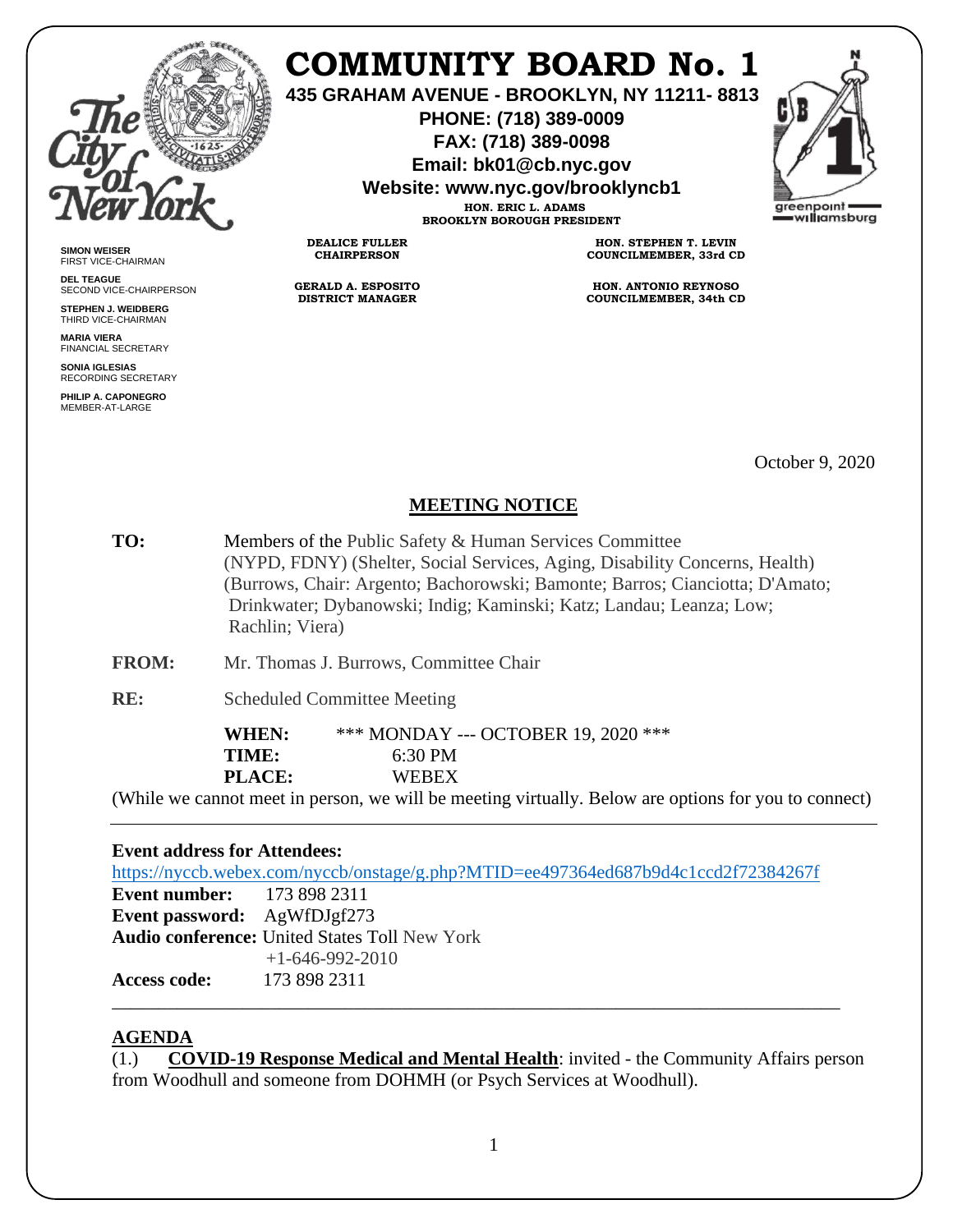# COMMUNITY BOARD No. 1

**435 GRAHAM AVENUE - BROOKLYN, NY 11211- 8813**
**PHONE: (718) 389-0009**
**FAX: (718) 389-0098**
**Email: bk01@cb.nyc.gov**
**Website: www.nyc.gov/brooklyncb1**

**HON. ERIC L. ADAMS**
**BROOKLYN BOROUGH PRESIDENT**

**SIMON WEISER**
FIRST VICE-CHAIRMAN

**DEL TEAGUE**
SECOND VICE-CHAIRPERSON

**STEPHEN J. WEIDBERG**
THIRD VICE-CHAIRMAN

**MARIA VIERA**
FINANCIAL SECRETARY

**SONIA IGLESIAS**
RECORDING SECRETARY

**PHILIP A. CAPONEGRO**
MEMBER-AT-LARGE

**DEALICE FULLER**
**CHAIRPERSON**

**GERALD A. ESPOSITO**
**DISTRICT MANAGER**

**HON. STEPHEN T. LEVIN**
**COUNCILMEMBER, 33rd CD**

**HON. ANTONIO REYNOSO**
**COUNCILMEMBER, 34th CD**

October 9, 2020

## MEETING NOTICE

**TO:** Members of the Public Safety & Human Services Committee (NYPD, FDNY) (Shelter, Social Services, Aging, Disability Concerns, Health) (Burrows, Chair: Argento; Bachorowski; Bamonte; Barros; Cianciotta; D'Amato; Drinkwater; Dybanowski; Indig; Kaminski; Katz; Landau; Leanza; Low; Rachlin; Viera)

**FROM:** Mr. Thomas J. Burrows, Committee Chair

**RE:** Scheduled Committee Meeting

**WHEN:** \*\*\* MONDAY --- OCTOBER 19, 2020 \*\*\*
**TIME:** 6:30 PM
**PLACE:** WEBEX

(While we cannot meet in person, we will be meeting virtually. Below are options for you to connect)

---

**Event address for Attendees:**
https://nyccb.webex.com/nyccb/onstage/g.php?MTID=ee497364ed687b9d4c1ccd2f72384267f
**Event number:** 173 898 2311
**Event password:** AgWfDJgf273
**Audio conference:** United States Toll New York
+1-646-992-2010
**Access code:** 173 898 2311

---

## AGENDA

(1.) **COVID-19 Response Medical and Mental Health**: invited - the Community Affairs person from Woodhull and someone from DOHMH (or Psych Services at Woodhull).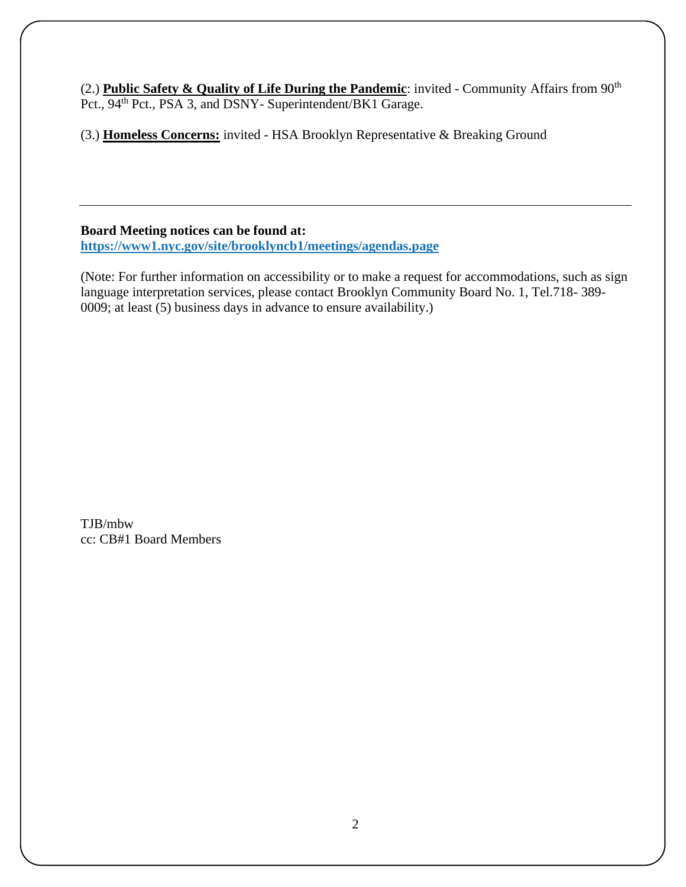(2.) **Public Safety & Quality of Life During the Pandemic**: invited - Community Affairs from 90th Pct., 94th Pct., PSA 3, and DSNY- Superintendent/BK1 Garage.

(3.) **Homeless Concerns:** invited - HSA Brooklyn Representative & Breaking Ground

---

**Board Meeting notices can be found at:**
**https://www1.nyc.gov/site/brooklyncb1/meetings/agendas.page**

(Note: For further information on accessibility or to make a request for accommodations, such as sign language interpretation services, please contact Brooklyn Community Board No. 1, Tel.718- 389-0009; at least (5) business days in advance to ensure availability.)

TJB/mbw
cc: CB#1 Board Members